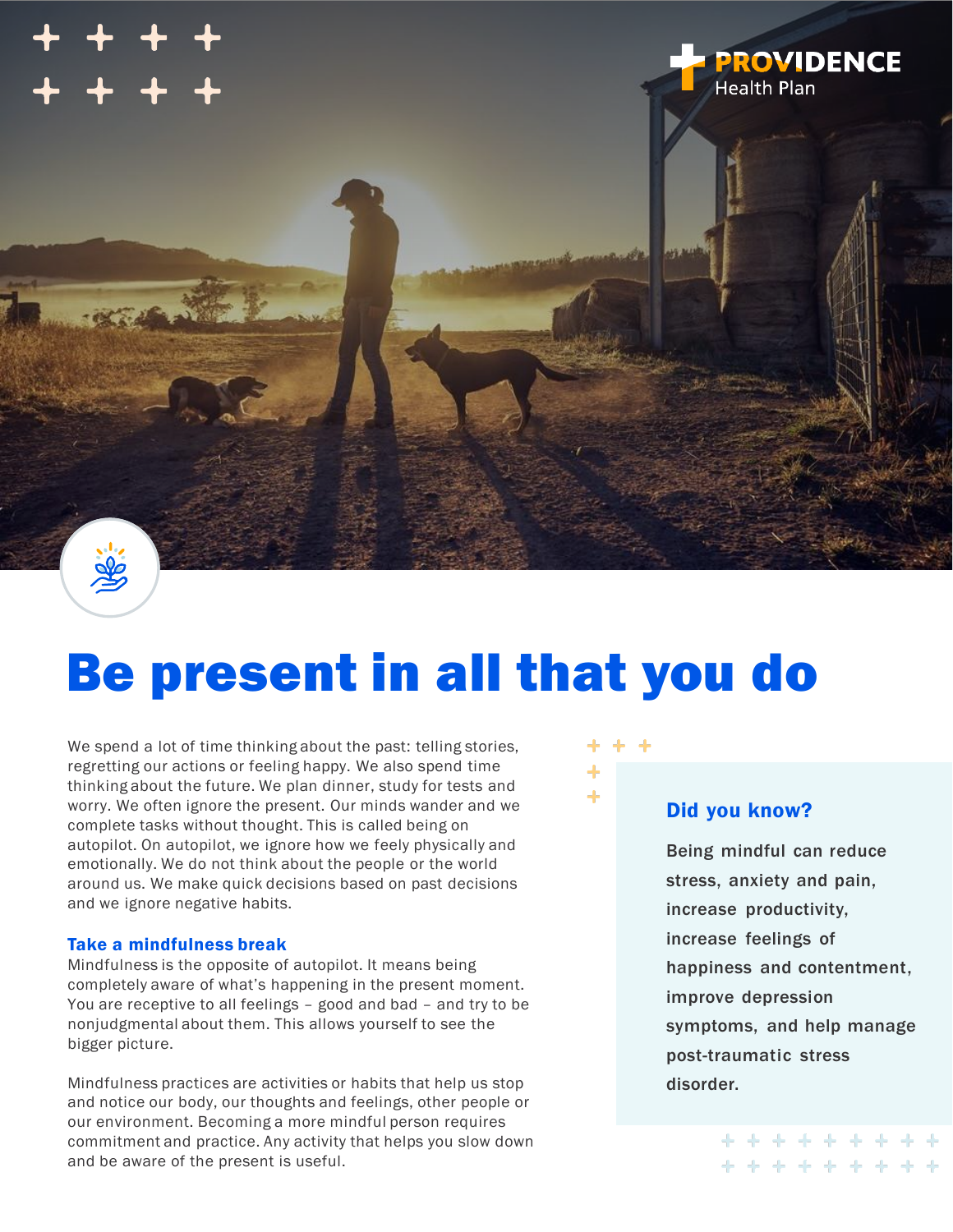PROVIDENCE Health Plan

# Be present in all that you do

We spend a lot of time thinking about the past: telling stories, regretting our actions or feeling happy. We also spend time thinking about the future. We plan dinner, study for tests and worry. We often ignore the present. Our minds wander and we complete tasks without thought. This is called being on autopilot. On autopilot, we ignore how we feely physically and emotionally. We do not think about the people or the world around us. We make quick decisions based on past decisions and we ignore negative habits.

## Take a mindfulness break

Mindfulness is the opposite of autopilot. It means being completely aware of what's happening in the present moment. You are receptive to all feelings – good and bad – and try to be nonjudgmental about them. This allows yourself to see the bigger picture.

Mindfulness practices are activities or habits that help us stop and notice our body, our thoughts and feelings, other people or our environment. Becoming a more mindful person requires commitment and practice. Any activity that helps you slow down and be aware of the present is useful.

## Did you know?

Being mindful can reduce stress, anxiety and pain, increase productivity, increase feelings of happiness and contentment, improve depression symptoms, and help manage post-traumatic stress disorder.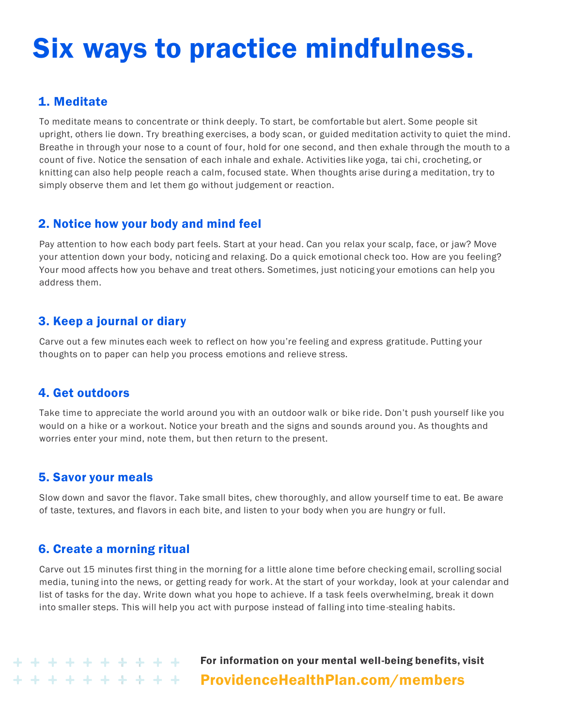# Six ways to practice mindfulness.

## 1. Meditate

To meditate means to concentrate or think deeply. To start, be comfortable but alert. Some people sit upright, others lie down. Try breathing exercises, a body scan, or guided meditation activity to quiet the mind. Breathe in through your nose to a count of four, hold for one second, and then exhale through the mouth to a count of five. Notice the sensation of each inhale and exhale. Activities like yoga, tai chi, crocheting, or knitting can also help people reach a calm, focused state. When thoughts arise during a meditation, try to simply observe them and let them go without judgement or reaction.

## 2. Notice how your body and mind feel

Pay attention to how each body part feels. Start at your head. Can you relax your scalp, face, or jaw? Move your attention down your body, noticing and relaxing. Do a quick emotional check too. How are you feeling? Your mood affects how you behave and treat others. Sometimes, just noticing your emotions can help you address them.

## 3. Keep a journal or diary

Carve out a few minutes each week to reflect on how you're feeling and express gratitude. Putting your thoughts on to paper can help you process emotions and relieve stress.

## 4. Get outdoors

Take time to appreciate the world around you with an outdoor walk or bike ride. Don't push yourself like you would on a hike or a workout. Notice your breath and the signs and sounds around you. As thoughts and worries enter your mind, note them, but then return to the present.

## 5. Savor your meals

Slow down and savor the flavor. Take small bites, chew thoroughly, and allow yourself time to eat. Be aware of taste, textures, and flavors in each bite, and listen to your body when you are hungry or full.

## 6. Create a morning ritual

Carve out 15 minutes first thing in the morning for a little alone time before checking email, scrolling social media, tuning into the news, or getting ready for work. At the start of your workday, look at your calendar and list of tasks for the day. Write down what you hope to achieve. If a task feels overwhelming, break it down into smaller steps. This will help you act with purpose instead of falling into time-stealing habits.

**For information on your mental well-being benefits, visit**

**ProvidenceHealthPlan.com/members**